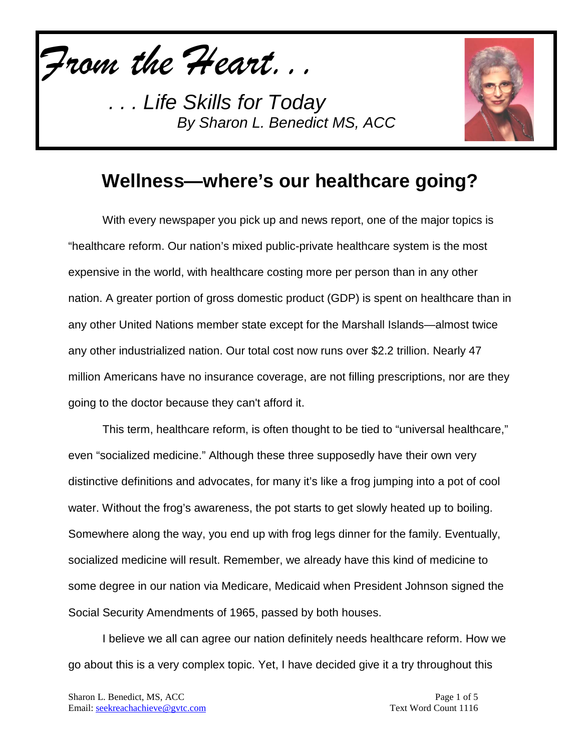*From the Heart. . .*

*. . . Life Skills for Today*
*By Sharon L. Benedict MS, ACC*

## Wellness—where's our healthcare going?

With every newspaper you pick up and news report, one of the major topics is "healthcare reform. Our nation's mixed public-private healthcare system is the most expensive in the world, with healthcare costing more per person than in any other nation. A greater portion of gross domestic product (GDP) is spent on healthcare than in any other United Nations member state except for the Marshall Islands—almost twice any other industrialized nation. Our total cost now runs over $2.2 trillion. Nearly 47 million Americans have no insurance coverage, are not filling prescriptions, nor are they going to the doctor because they can't afford it.

This term, healthcare reform, is often thought to be tied to "universal healthcare," even "socialized medicine." Although these three supposedly have their own very distinctive definitions and advocates, for many it's like a frog jumping into a pot of cool water. Without the frog's awareness, the pot starts to get slowly heated up to boiling. Somewhere along the way, you end up with frog legs dinner for the family. Eventually, socialized medicine will result. Remember, we already have this kind of medicine to some degree in our nation via Medicare, Medicaid when President Johnson signed the Social Security Amendments of 1965, passed by both houses.

I believe we all can agree our nation definitely needs healthcare reform. How we go about this is a very complex topic. Yet, I have decided give it a try throughout this

Sharon L. Benedict, MS, ACC
Email: seekreachachieve@gvtc.com

Text Word Count 1116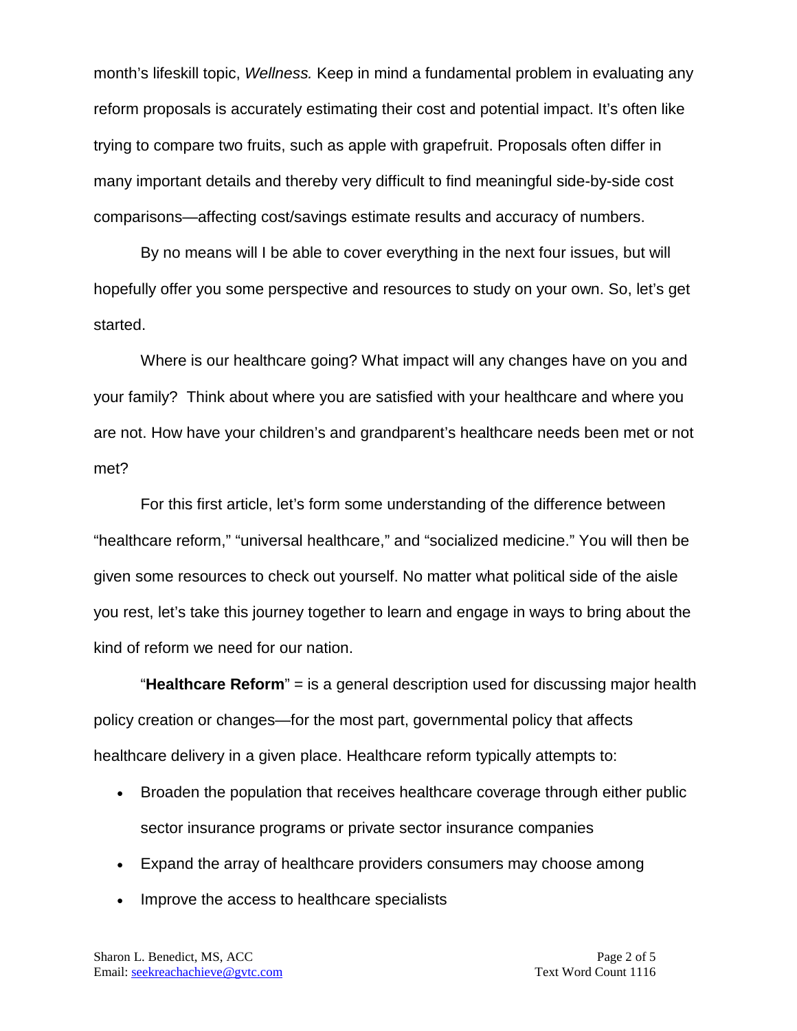month's lifeskill topic, *Wellness.* Keep in mind a fundamental problem in evaluating any reform proposals is accurately estimating their cost and potential impact. It's often like trying to compare two fruits, such as apple with grapefruit. Proposals often differ in many important details and thereby very difficult to find meaningful side-by-side cost comparisons—affecting cost/savings estimate results and accuracy of numbers.

By no means will I be able to cover everything in the next four issues, but will hopefully offer you some perspective and resources to study on your own. So, let's get started.

Where is our healthcare going? What impact will any changes have on you and your family? Think about where you are satisfied with your healthcare and where you are not. How have your children's and grandparent's healthcare needs been met or not met?

For this first article, let's form some understanding of the difference between "healthcare reform," "universal healthcare," and "socialized medicine." You will then be given some resources to check out yourself. No matter what political side of the aisle you rest, let's take this journey together to learn and engage in ways to bring about the kind of reform we need for our nation.

"**Healthcare Reform**" = is a general description used for discussing major health policy creation or changes—for the most part, governmental policy that affects healthcare delivery in a given place. Healthcare reform typically attempts to:

- Broaden the population that receives healthcare coverage through either public sector insurance programs or private sector insurance companies
- Expand the array of healthcare providers consumers may choose among
- Improve the access to healthcare specialists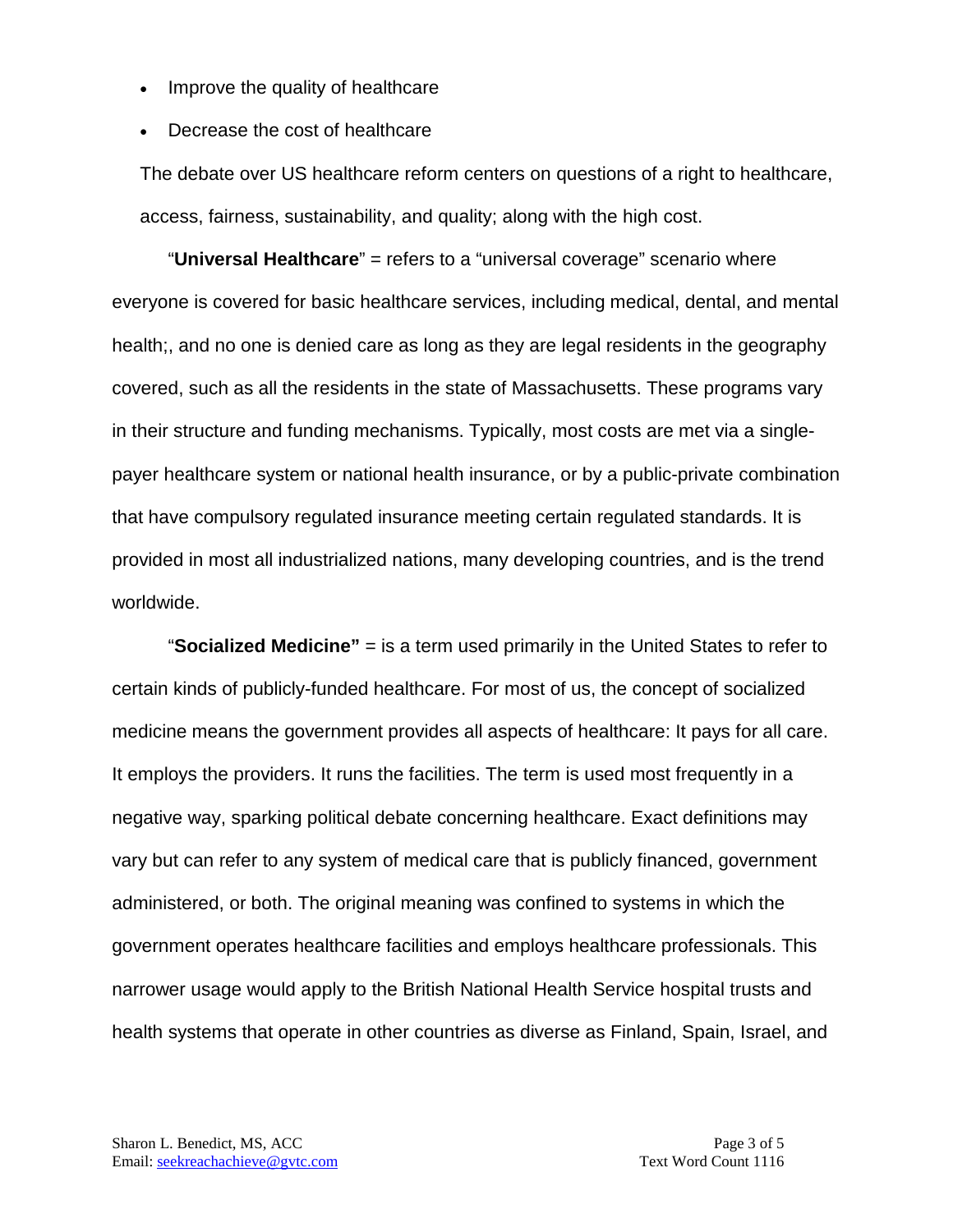- Improve the quality of healthcare
- Decrease the cost of healthcare

The debate over US healthcare reform centers on questions of a right to healthcare, access, fairness, sustainability, and quality; along with the high cost.

"**Universal Healthcare**" = refers to a "universal coverage" scenario where everyone is covered for basic healthcare services, including medical, dental, and mental health;, and no one is denied care as long as they are legal residents in the geography covered, such as all the residents in the state of Massachusetts. These programs vary in their structure and funding mechanisms. Typically, most costs are met via a single-payer healthcare system or national health insurance, or by a public-private combination that have compulsory regulated insurance meeting certain regulated standards. It is provided in most all industrialized nations, many developing countries, and is the trend worldwide.

"**Socialized Medicine"** = is a term used primarily in the United States to refer to certain kinds of publicly-funded healthcare. For most of us, the concept of socialized medicine means the government provides all aspects of healthcare: It pays for all care. It employs the providers. It runs the facilities. The term is used most frequently in a negative way, sparking political debate concerning healthcare. Exact definitions may vary but can refer to any system of medical care that is publicly financed, government administered, or both. The original meaning was confined to systems in which the government operates healthcare facilities and employs healthcare professionals. This narrower usage would apply to the British National Health Service hospital trusts and health systems that operate in other countries as diverse as Finland, Spain, Israel, and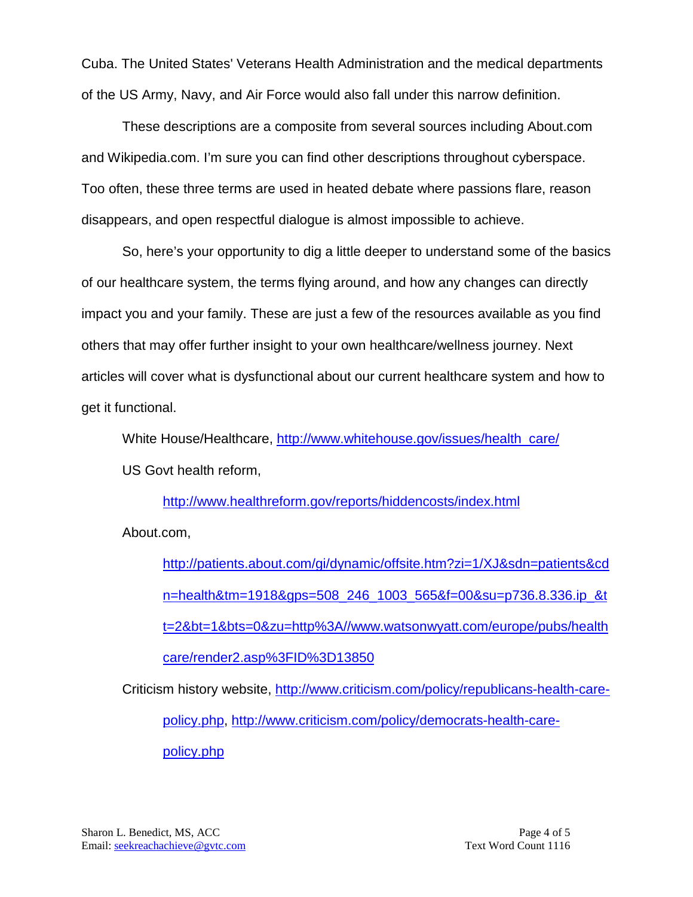Cuba. The United States' Veterans Health Administration and the medical departments of the US Army, Navy, and Air Force would also fall under this narrow definition.

These descriptions are a composite from several sources including About.com and Wikipedia.com. I'm sure you can find other descriptions throughout cyberspace. Too often, these three terms are used in heated debate where passions flare, reason disappears, and open respectful dialogue is almost impossible to achieve.

So, here's your opportunity to dig a little deeper to understand some of the basics of our healthcare system, the terms flying around, and how any changes can directly impact you and your family. These are just a few of the resources available as you find others that may offer further insight to your own healthcare/wellness journey. Next articles will cover what is dysfunctional about our current healthcare system and how to get it functional.

White House/Healthcare, http://www.whitehouse.gov/issues/health_care/

US Govt health reform,

http://www.healthreform.gov/reports/hiddencosts/index.html

About.com,

http://patients.about.com/gi/dynamic/offsite.htm?zi=1/XJ&sdn=patients&cdn=health&tm=1918&gps=508_246_1003_565&f=00&su=p736.8.336.ip_&tt=2&bt=1&bts=0&zu=http%3A//www.watsonwyatt.com/europe/pubs/healthcare/render2.asp%3FID%3D13850

Criticism history website, http://www.criticism.com/policy/republicans-health-care-policy.php, http://www.criticism.com/policy/democrats-health-care-policy.php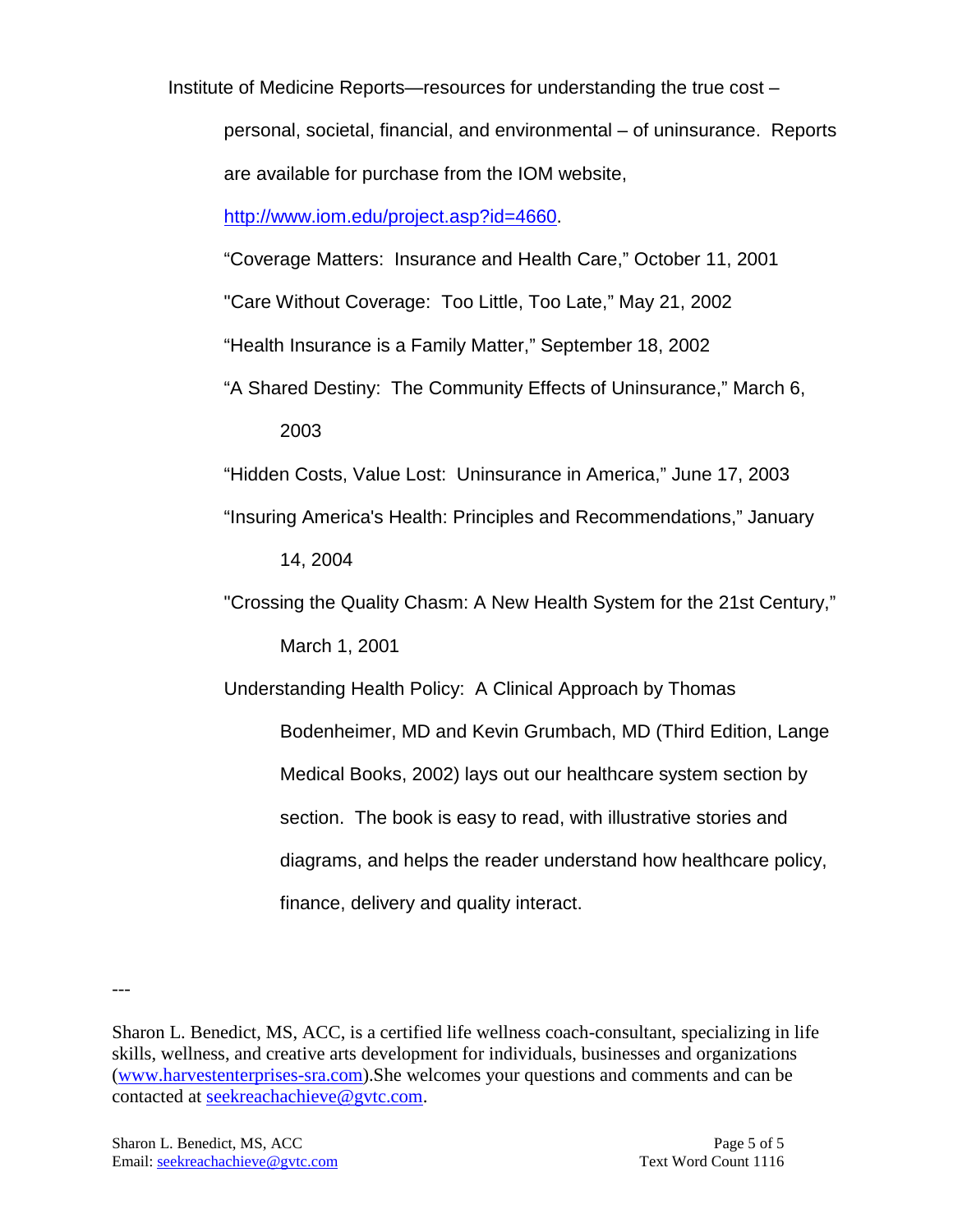Institute of Medicine Reports—resources for understanding the true cost – personal, societal, financial, and environmental – of uninsurance. Reports are available for purchase from the IOM website, http://www.iom.edu/project.asp?id=4660.

"Coverage Matters: Insurance and Health Care," October 11, 2001

"Care Without Coverage: Too Little, Too Late," May 21, 2002

"Health Insurance is a Family Matter," September 18, 2002

"A Shared Destiny: The Community Effects of Uninsurance," March 6, 2003

"Hidden Costs, Value Lost: Uninsurance in America," June 17, 2003

"Insuring America's Health: Principles and Recommendations," January 14, 2004

"Crossing the Quality Chasm: A New Health System for the 21st Century," March 1, 2001

Understanding Health Policy: A Clinical Approach by Thomas Bodenheimer, MD and Kevin Grumbach, MD (Third Edition, Lange Medical Books, 2002) lays out our healthcare system section by section. The book is easy to read, with illustrative stories and diagrams, and helps the reader understand how healthcare policy, finance, delivery and quality interact.

---

Sharon L. Benedict, MS, ACC, is a certified life wellness coach-consultant, specializing in life skills, wellness, and creative arts development for individuals, businesses and organizations (www.harvestenterprises-sra.com).She welcomes your questions and comments and can be contacted at seekreachachieve@gvtc.com.

Text Word Count 1116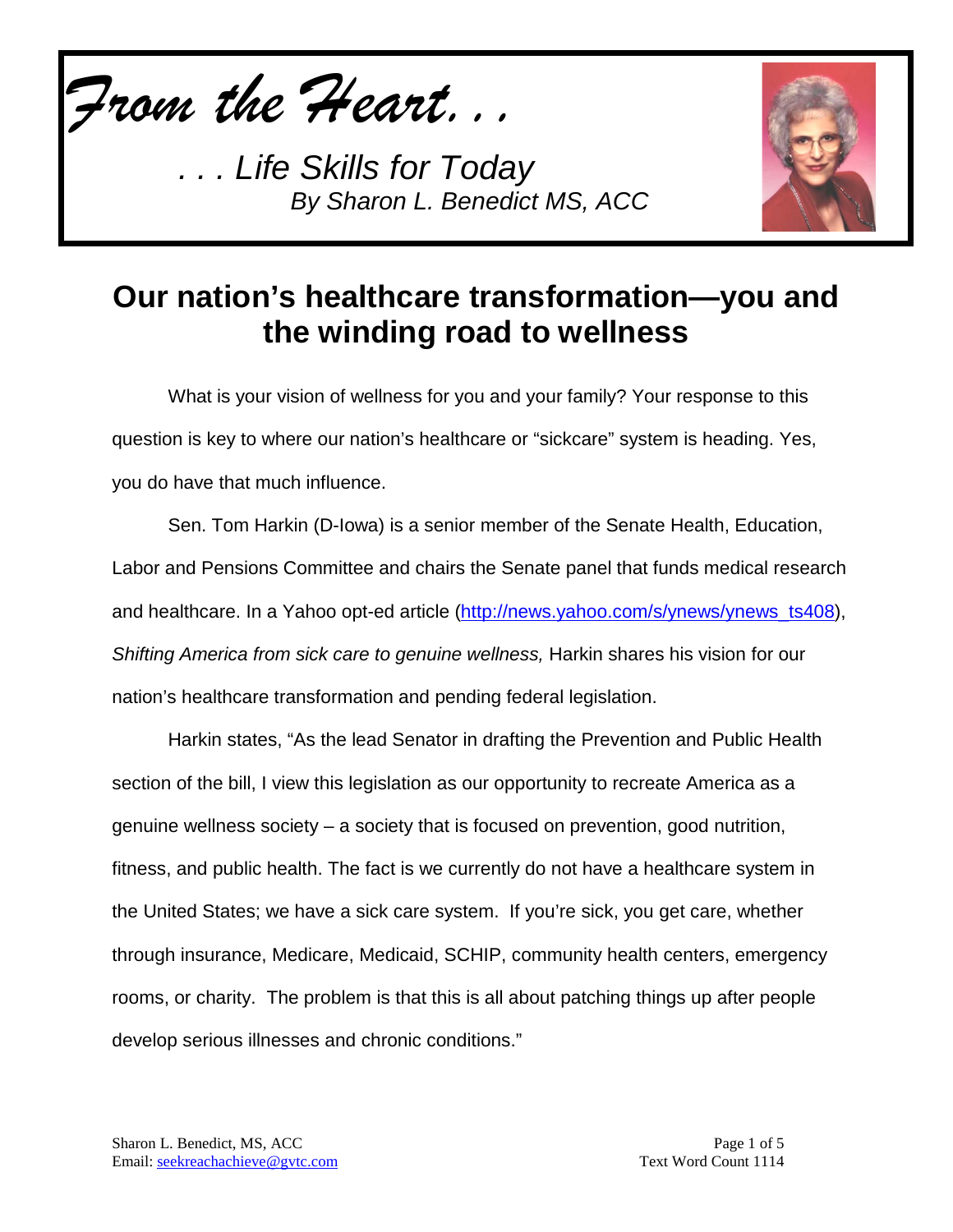*From the Heart. . .*

*. . . Life Skills for Today*
*By Sharon L. Benedict MS, ACC*

# Our nation's healthcare transformation—you and the winding road to wellness

What is your vision of wellness for you and your family? Your response to this question is key to where our nation's healthcare or "sickcare" system is heading. Yes, you do have that much influence.

Sen. Tom Harkin (D-Iowa) is a senior member of the Senate Health, Education, Labor and Pensions Committee and chairs the Senate panel that funds medical research and healthcare. In a Yahoo opt-ed article (http://news.yahoo.com/s/ynews/ynews_ts408), *Shifting America from sick care to genuine wellness,* Harkin shares his vision for our nation's healthcare transformation and pending federal legislation.

Harkin states, "As the lead Senator in drafting the Prevention and Public Health section of the bill, I view this legislation as our opportunity to recreate America as a genuine wellness society – a society that is focused on prevention, good nutrition, fitness, and public health. The fact is we currently do not have a healthcare system in the United States; we have a sick care system. If you're sick, you get care, whether through insurance, Medicare, Medicaid, SCHIP, community health centers, emergency rooms, or charity. The problem is that this is all about patching things up after people develop serious illnesses and chronic conditions."

Sharon L. Benedict, MS, ACC
Email: seekreachachieve@gvtc.com

Text Word Count 1114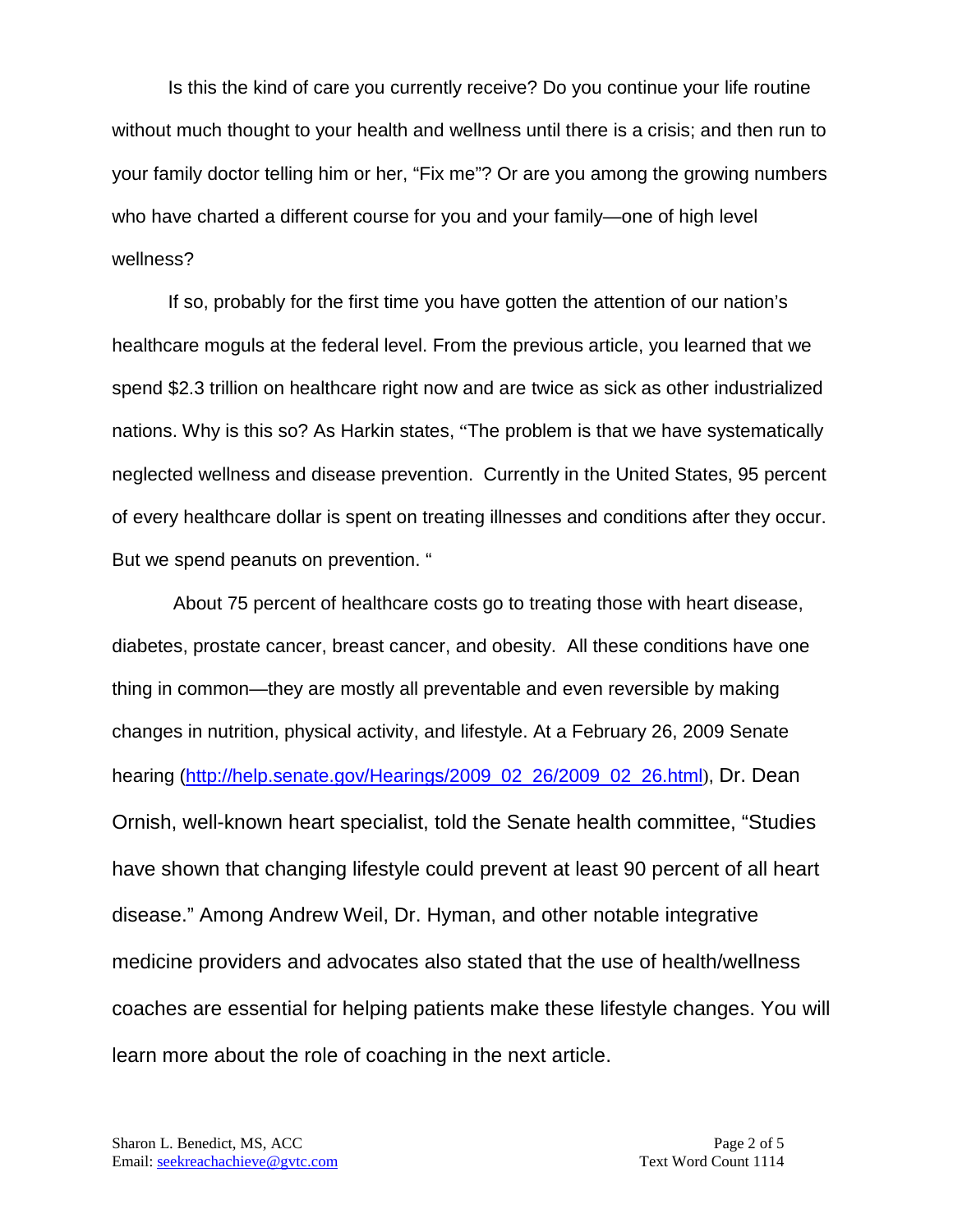Is this the kind of care you currently receive? Do you continue your life routine without much thought to your health and wellness until there is a crisis; and then run to your family doctor telling him or her, “Fix me”? Or are you among the growing numbers who have charted a different course for you and your family—one of high level wellness?

If so, probably for the first time you have gotten the attention of our nation’s healthcare moguls at the federal level. From the previous article, you learned that we spend $2.3 trillion on healthcare right now and are twice as sick as other industrialized nations. Why is this so? As Harkin states, “The problem is that we have systematically neglected wellness and disease prevention. Currently in the United States, 95 percent of every healthcare dollar is spent on treating illnesses and conditions after they occur. But we spend peanuts on prevention. “

About 75 percent of healthcare costs go to treating those with heart disease, diabetes, prostate cancer, breast cancer, and obesity. All these conditions have one thing in common—they are mostly all preventable and even reversible by making changes in nutrition, physical activity, and lifestyle. At a February 26, 2009 Senate hearing (http://help.senate.gov/Hearings/2009_02_26/2009_02_26.html), Dr. Dean Ornish, well-known heart specialist, told the Senate health committee, “Studies have shown that changing lifestyle could prevent at least 90 percent of all heart disease.” Among Andrew Weil, Dr. Hyman, and other notable integrative medicine providers and advocates also stated that the use of health/wellness coaches are essential for helping patients make these lifestyle changes. You will learn more about the role of coaching in the next article.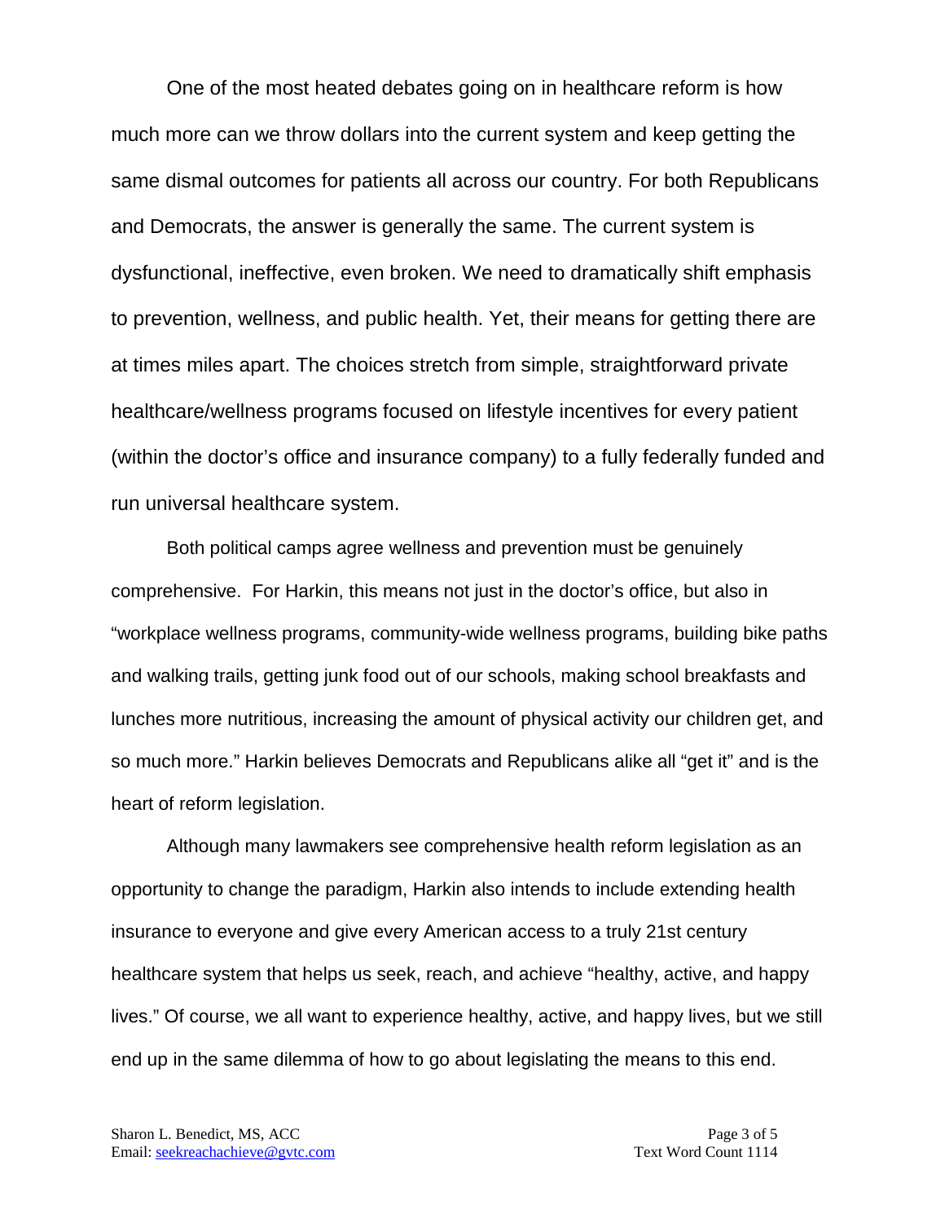One of the most heated debates going on in healthcare reform is how much more can we throw dollars into the current system and keep getting the same dismal outcomes for patients all across our country. For both Republicans and Democrats, the answer is generally the same. The current system is dysfunctional, ineffective, even broken. We need to dramatically shift emphasis to prevention, wellness, and public health. Yet, their means for getting there are at times miles apart. The choices stretch from simple, straightforward private healthcare/wellness programs focused on lifestyle incentives for every patient (within the doctor's office and insurance company) to a fully federally funded and run universal healthcare system.

Both political camps agree wellness and prevention must be genuinely comprehensive. For Harkin, this means not just in the doctor's office, but also in "workplace wellness programs, community-wide wellness programs, building bike paths and walking trails, getting junk food out of our schools, making school breakfasts and lunches more nutritious, increasing the amount of physical activity our children get, and so much more." Harkin believes Democrats and Republicans alike all "get it" and is the heart of reform legislation.

Although many lawmakers see comprehensive health reform legislation as an opportunity to change the paradigm, Harkin also intends to include extending health insurance to everyone and give every American access to a truly 21st century healthcare system that helps us seek, reach, and achieve "healthy, active, and happy lives." Of course, we all want to experience healthy, active, and happy lives, but we still end up in the same dilemma of how to go about legislating the means to this end.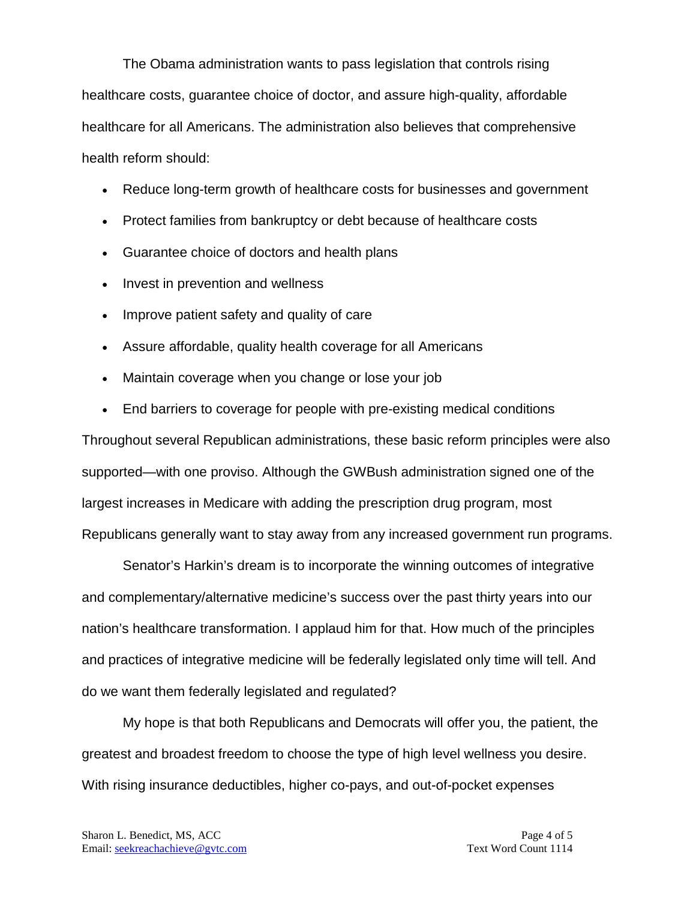The Obama administration wants to pass legislation that controls rising healthcare costs, guarantee choice of doctor, and assure high-quality, affordable healthcare for all Americans. The administration also believes that comprehensive health reform should:

- Reduce long-term growth of healthcare costs for businesses and government
- Protect families from bankruptcy or debt because of healthcare costs
- Guarantee choice of doctors and health plans
- Invest in prevention and wellness
- Improve patient safety and quality of care
- Assure affordable, quality health coverage for all Americans
- Maintain coverage when you change or lose your job
- End barriers to coverage for people with pre-existing medical conditions

Throughout several Republican administrations, these basic reform principles were also supported—with one proviso. Although the GWBush administration signed one of the largest increases in Medicare with adding the prescription drug program, most Republicans generally want to stay away from any increased government run programs.

Senator's Harkin's dream is to incorporate the winning outcomes of integrative and complementary/alternative medicine's success over the past thirty years into our nation's healthcare transformation. I applaud him for that. How much of the principles and practices of integrative medicine will be federally legislated only time will tell. And do we want them federally legislated and regulated?

My hope is that both Republicans and Democrats will offer you, the patient, the greatest and broadest freedom to choose the type of high level wellness you desire. With rising insurance deductibles, higher co-pays, and out-of-pocket expenses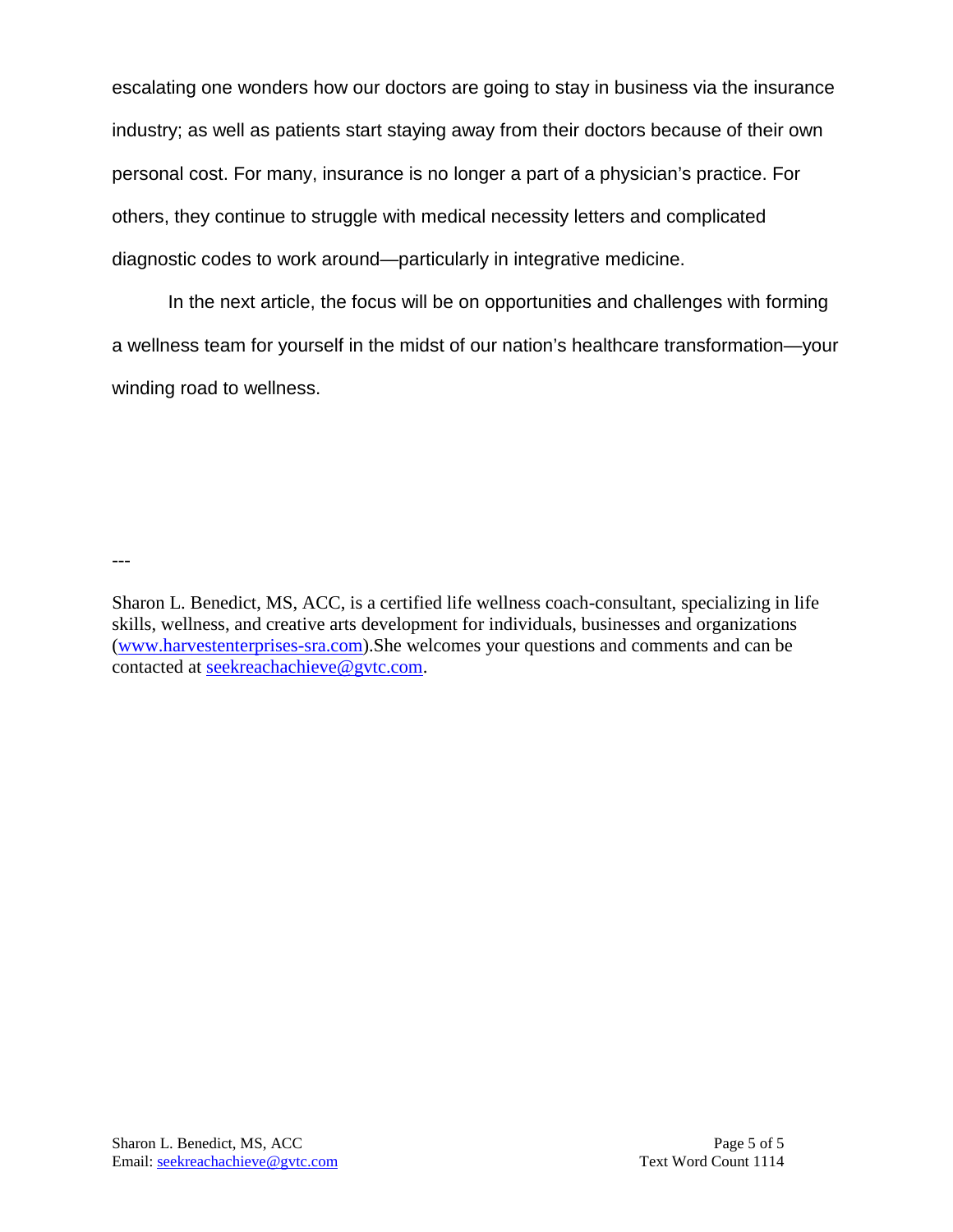escalating one wonders how our doctors are going to stay in business via the insurance industry; as well as patients start staying away from their doctors because of their own personal cost. For many, insurance is no longer a part of a physician's practice. For others, they continue to struggle with medical necessity letters and complicated diagnostic codes to work around—particularly in integrative medicine.

In the next article, the focus will be on opportunities and challenges with forming a wellness team for yourself in the midst of our nation's healthcare transformation—your winding road to wellness.

---

Sharon L. Benedict, MS, ACC, is a certified life wellness coach-consultant, specializing in life skills, wellness, and creative arts development for individuals, businesses and organizations (www.harvestenterprises-sra.com).She welcomes your questions and comments and can be contacted at seekreachachieve@gvtc.com.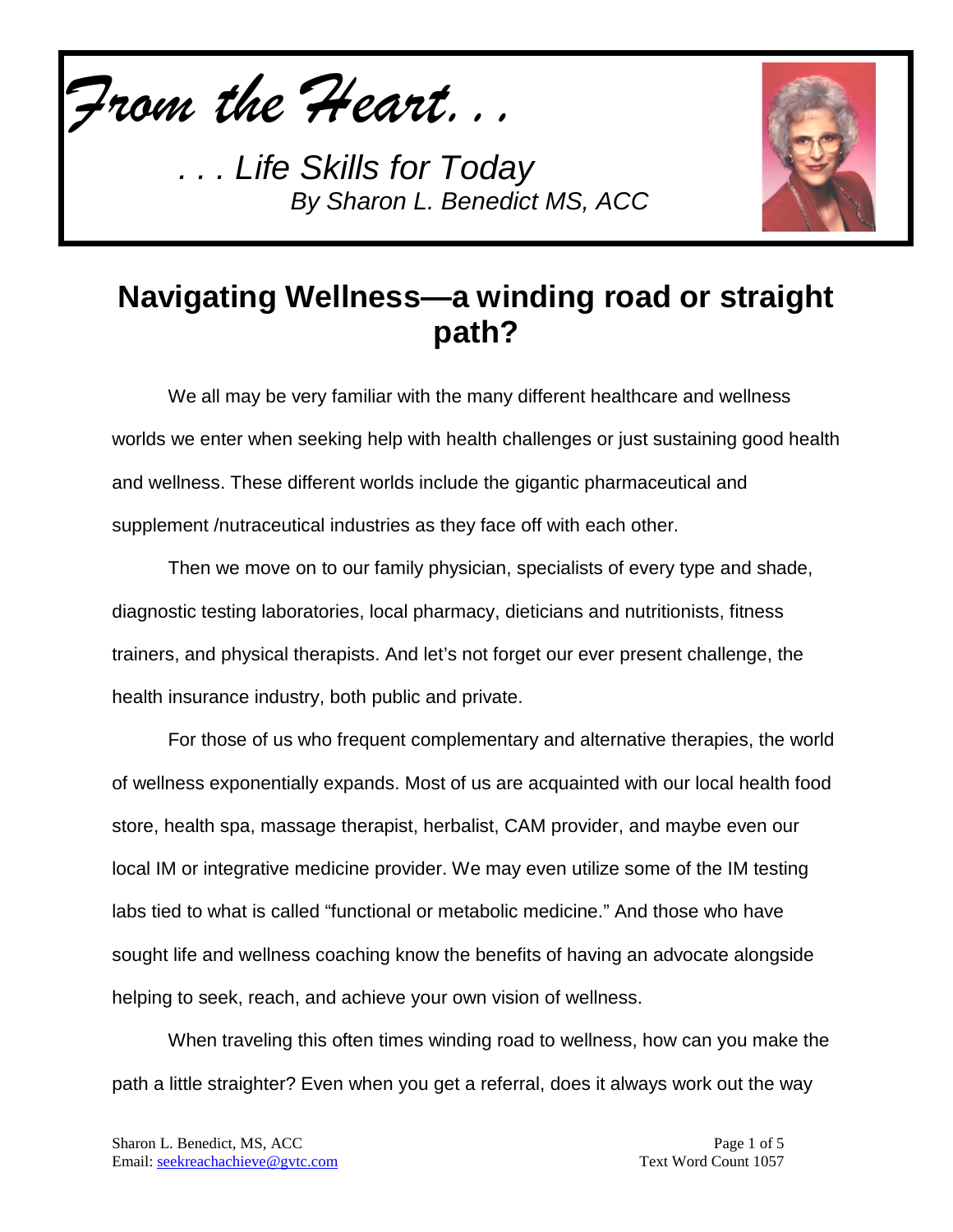*From the Heart. . .*

*. . . Life Skills for Today*
*By Sharon L. Benedict MS, ACC*

# Navigating Wellness—a winding road or straight path?

We all may be very familiar with the many different healthcare and wellness worlds we enter when seeking help with health challenges or just sustaining good health and wellness. These different worlds include the gigantic pharmaceutical and supplement /nutraceutical industries as they face off with each other.

Then we move on to our family physician, specialists of every type and shade, diagnostic testing laboratories, local pharmacy, dieticians and nutritionists, fitness trainers, and physical therapists. And let's not forget our ever present challenge, the health insurance industry, both public and private.

For those of us who frequent complementary and alternative therapies, the world of wellness exponentially expands. Most of us are acquainted with our local health food store, health spa, massage therapist, herbalist, CAM provider, and maybe even our local IM or integrative medicine provider. We may even utilize some of the IM testing labs tied to what is called "functional or metabolic medicine." And those who have sought life and wellness coaching know the benefits of having an advocate alongside helping to seek, reach, and achieve your own vision of wellness.

When traveling this often times winding road to wellness, how can you make the path a little straighter? Even when you get a referral, does it always work out the way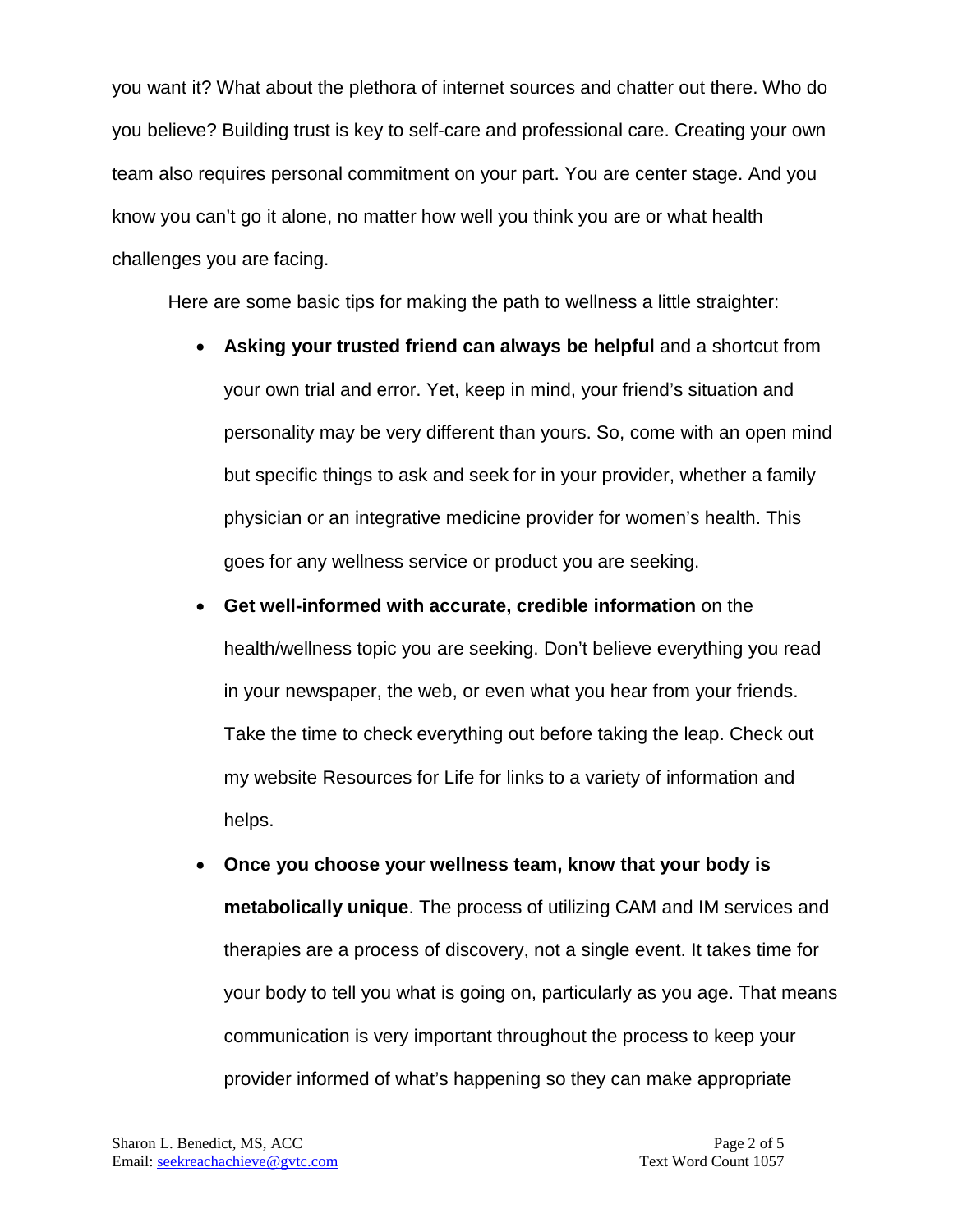you want it? What about the plethora of internet sources and chatter out there. Who do you believe? Building trust is key to self-care and professional care. Creating your own team also requires personal commitment on your part. You are center stage. And you know you can't go it alone, no matter how well you think you are or what health challenges you are facing.

Here are some basic tips for making the path to wellness a little straighter:

- **Asking your trusted friend can always be helpful** and a shortcut from your own trial and error. Yet, keep in mind, your friend's situation and personality may be very different than yours. So, come with an open mind but specific things to ask and seek for in your provider, whether a family physician or an integrative medicine provider for women's health. This goes for any wellness service or product you are seeking.
- **Get well-informed with accurate, credible information** on the health/wellness topic you are seeking. Don't believe everything you read in your newspaper, the web, or even what you hear from your friends. Take the time to check everything out before taking the leap. Check out my website Resources for Life for links to a variety of information and helps.
- **Once you choose your wellness team, know that your body is metabolically unique**. The process of utilizing CAM and IM services and therapies are a process of discovery, not a single event. It takes time for your body to tell you what is going on, particularly as you age. That means communication is very important throughout the process to keep your provider informed of what's happening so they can make appropriate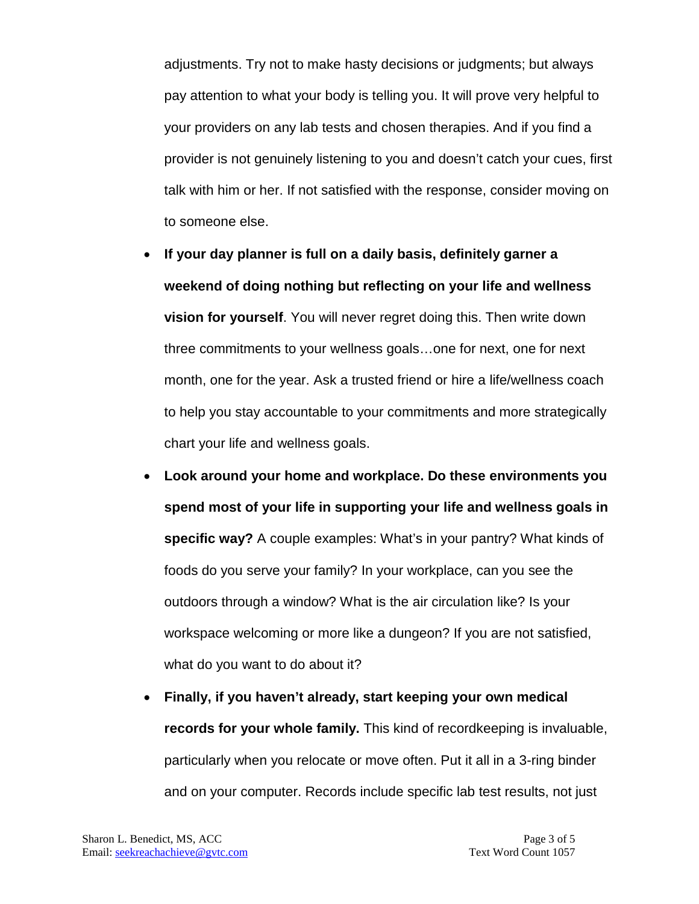adjustments. Try not to make hasty decisions or judgments; but always pay attention to what your body is telling you. It will prove very helpful to your providers on any lab tests and chosen therapies. And if you find a provider is not genuinely listening to you and doesn't catch your cues, first talk with him or her. If not satisfied with the response, consider moving on to someone else.

- **If your day planner is full on a daily basis, definitely garner a weekend of doing nothing but reflecting on your life and wellness vision for yourself**. You will never regret doing this. Then write down three commitments to your wellness goals…one for next, one for next month, one for the year. Ask a trusted friend or hire a life/wellness coach to help you stay accountable to your commitments and more strategically chart your life and wellness goals.
- **Look around your home and workplace. Do these environments you spend most of your life in supporting your life and wellness goals in specific way?** A couple examples: What's in your pantry? What kinds of foods do you serve your family? In your workplace, can you see the outdoors through a window? What is the air circulation like? Is your workspace welcoming or more like a dungeon? If you are not satisfied, what do you want to do about it?
- **Finally, if you haven't already, start keeping your own medical records for your whole family.** This kind of recordkeeping is invaluable, particularly when you relocate or move often. Put it all in a 3-ring binder and on your computer. Records include specific lab test results, not just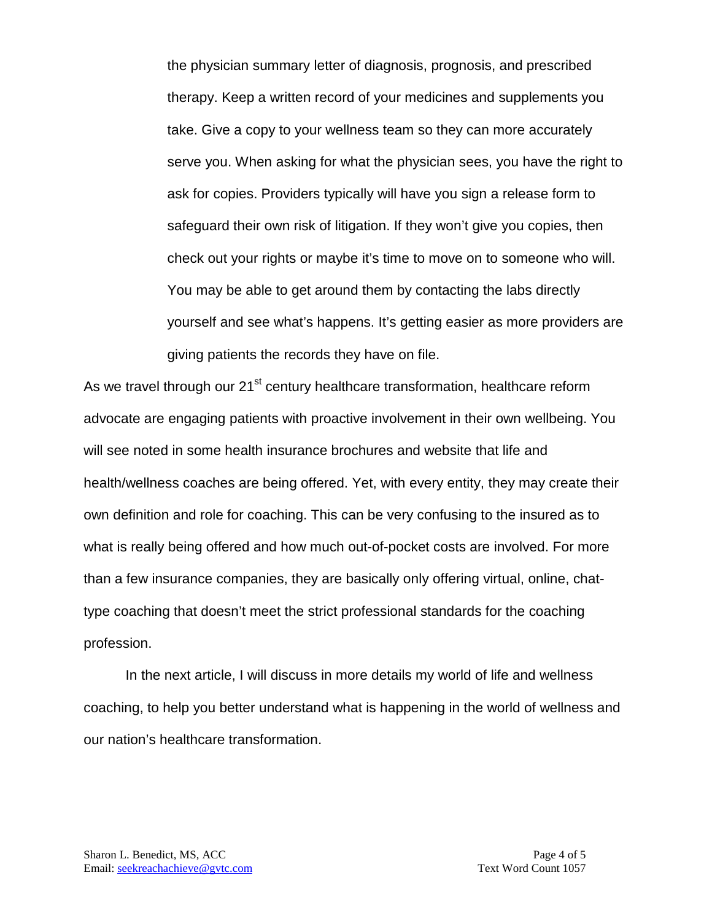the physician summary letter of diagnosis, prognosis, and prescribed therapy. Keep a written record of your medicines and supplements you take. Give a copy to your wellness team so they can more accurately serve you. When asking for what the physician sees, you have the right to ask for copies. Providers typically will have you sign a release form to safeguard their own risk of litigation. If they won't give you copies, then check out your rights or maybe it's time to move on to someone who will. You may be able to get around them by contacting the labs directly yourself and see what's happens. It's getting easier as more providers are giving patients the records they have on file.

As we travel through our 21st century healthcare transformation, healthcare reform advocate are engaging patients with proactive involvement in their own wellbeing. You will see noted in some health insurance brochures and website that life and health/wellness coaches are being offered. Yet, with every entity, they may create their own definition and role for coaching. This can be very confusing to the insured as to what is really being offered and how much out-of-pocket costs are involved. For more than a few insurance companies, they are basically only offering virtual, online, chat-type coaching that doesn't meet the strict professional standards for the coaching profession.

In the next article, I will discuss in more details my world of life and wellness coaching, to help you better understand what is happening in the world of wellness and our nation's healthcare transformation.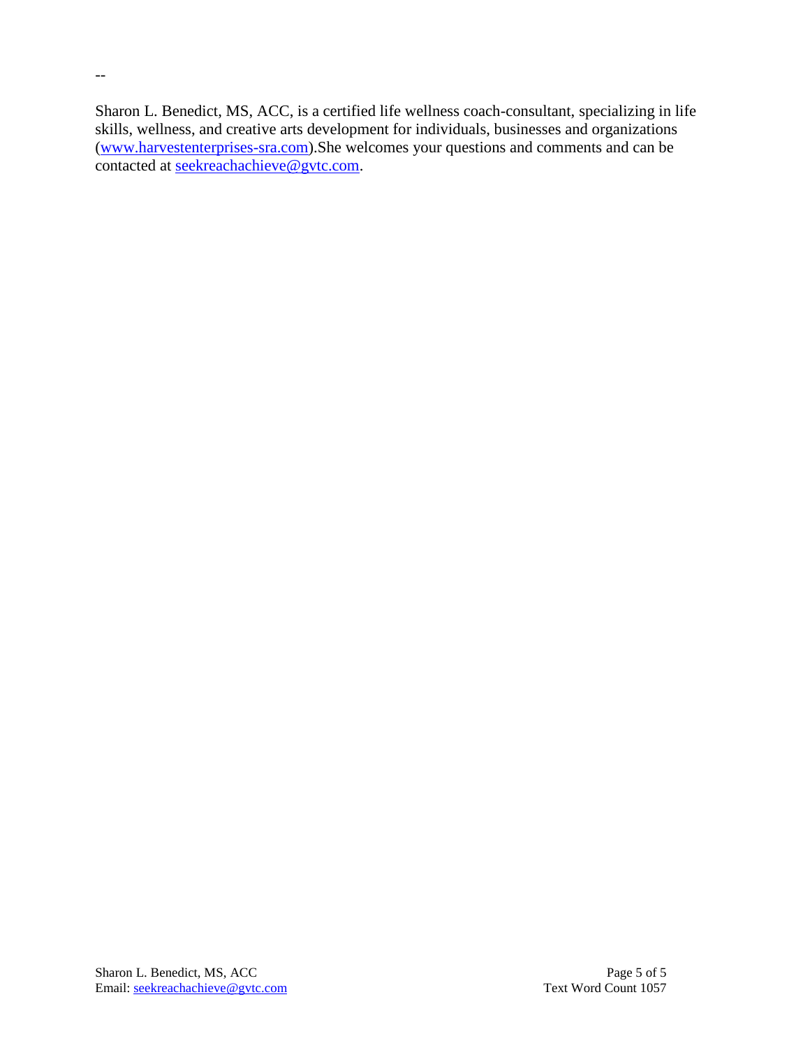--

Sharon L. Benedict, MS, ACC, is a certified life wellness coach-consultant, specializing in life skills, wellness, and creative arts development for individuals, businesses and organizations (www.harvestenterprises-sra.com).She welcomes your questions and comments and can be contacted at seekreachachieve@gvtc.com.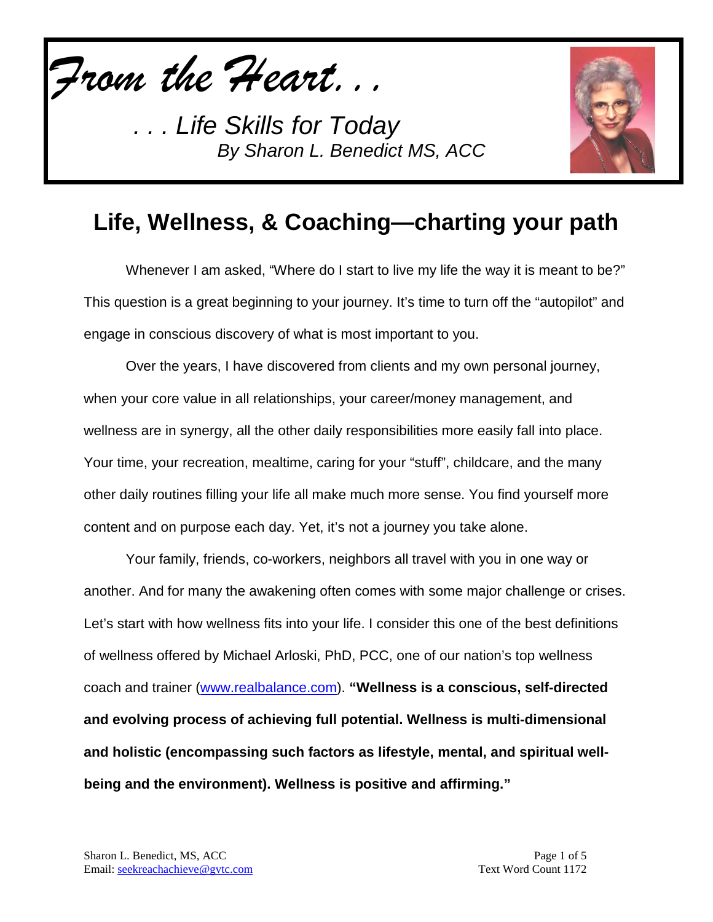*From the Heart…*

*. . . Life Skills for Today*
*By Sharon L. Benedict MS, ACC*

# Life, Wellness, & Coaching—charting your path

Whenever I am asked, "Where do I start to live my life the way it is meant to be?" This question is a great beginning to your journey. It's time to turn off the "autopilot" and engage in conscious discovery of what is most important to you.

Over the years, I have discovered from clients and my own personal journey, when your core value in all relationships, your career/money management, and wellness are in synergy, all the other daily responsibilities more easily fall into place. Your time, your recreation, mealtime, caring for your "stuff", childcare, and the many other daily routines filling your life all make much more sense. You find yourself more content and on purpose each day. Yet, it's not a journey you take alone.

Your family, friends, co-workers, neighbors all travel with you in one way or another. And for many the awakening often comes with some major challenge or crises. Let's start with how wellness fits into your life. I consider this one of the best definitions of wellness offered by Michael Arloski, PhD, PCC, one of our nation's top wellness coach and trainer (www.realbalance.com). **"Wellness is a conscious, self-directed and evolving process of achieving full potential. Wellness is multi-dimensional and holistic (encompassing such factors as lifestyle, mental, and spiritual well-being and the environment). Wellness is positive and affirming."**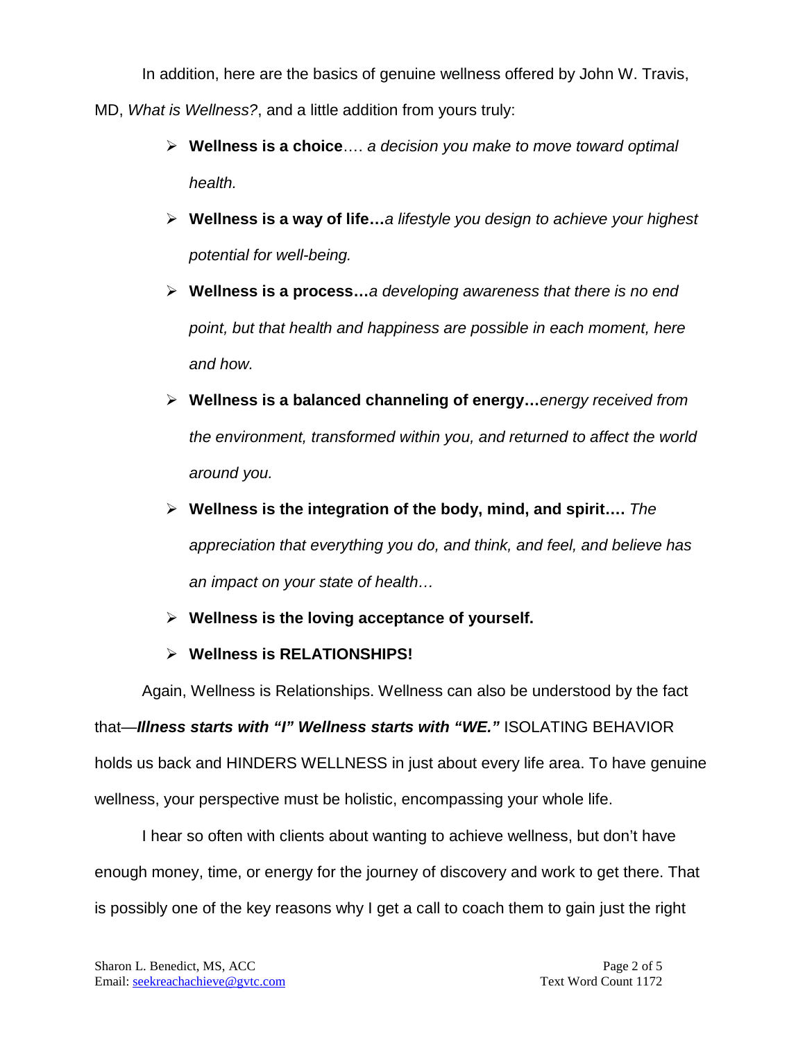In addition, here are the basics of genuine wellness offered by John W. Travis, MD, *What is Wellness?*, and a little addition from yours truly:

- **Wellness is a choice**…. *a decision you make to move toward optimal health.*
- **Wellness is a way of life…***a lifestyle you design to achieve your highest potential for well-being.*
- **Wellness is a process…***a developing awareness that there is no end point, but that health and happiness are possible in each moment, here and how.*
- **Wellness is a balanced channeling of energy…***energy received from the environment, transformed within you, and returned to affect the world around you.*
- **Wellness is the integration of the body, mind, and spirit….** *The appreciation that everything you do, and think, and feel, and believe has an impact on your state of health…*
- **Wellness is the loving acceptance of yourself.**
- **Wellness is RELATIONSHIPS!**

Again, Wellness is Relationships. Wellness can also be understood by the fact that—***Illness starts with "I" Wellness starts with "WE."*** ISOLATING BEHAVIOR holds us back and HINDERS WELLNESS in just about every life area. To have genuine wellness, your perspective must be holistic, encompassing your whole life.

I hear so often with clients about wanting to achieve wellness, but don't have enough money, time, or energy for the journey of discovery and work to get there. That is possibly one of the key reasons why I get a call to coach them to gain just the right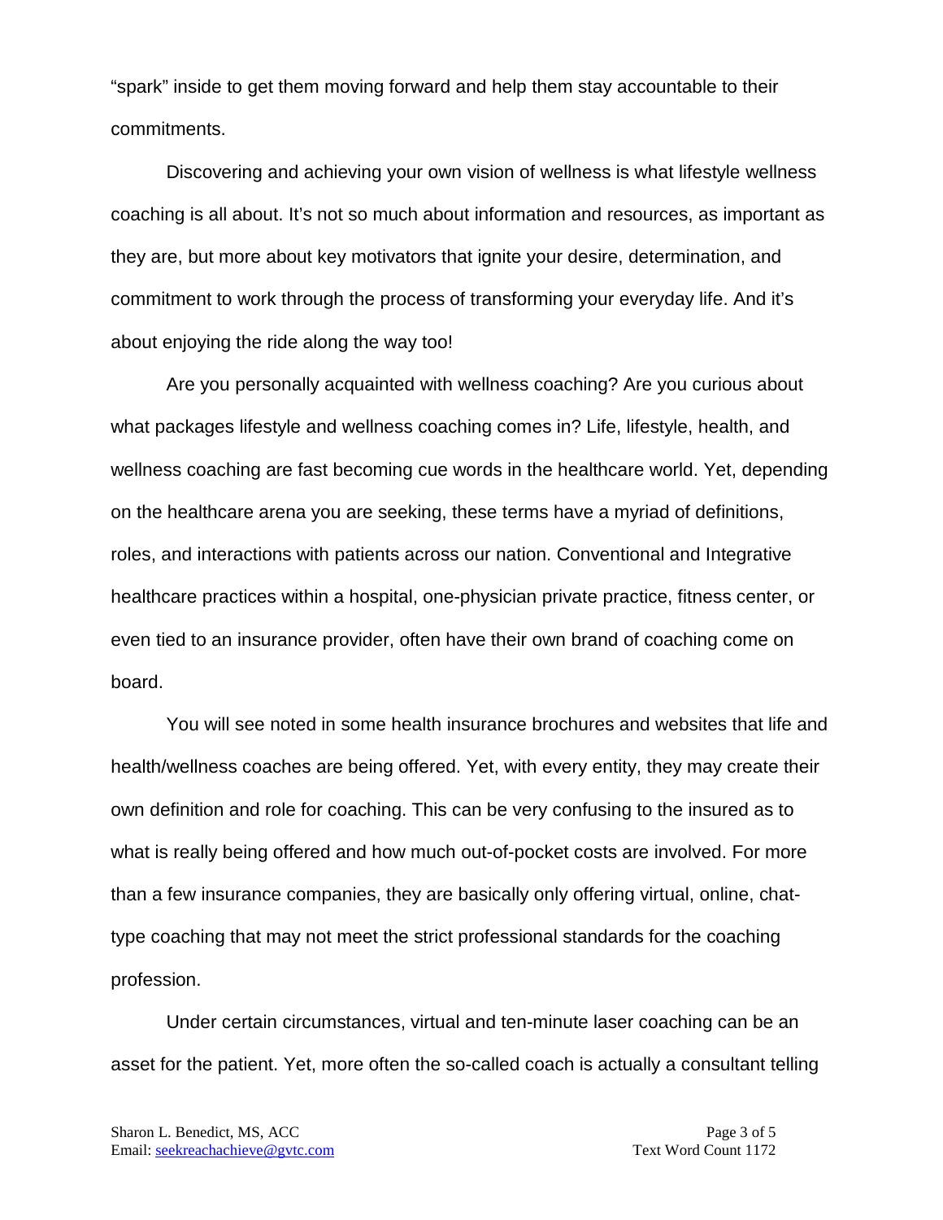"spark" inside to get them moving forward and help them stay accountable to their commitments.

Discovering and achieving your own vision of wellness is what lifestyle wellness coaching is all about. It's not so much about information and resources, as important as they are, but more about key motivators that ignite your desire, determination, and commitment to work through the process of transforming your everyday life. And it's about enjoying the ride along the way too!

Are you personally acquainted with wellness coaching? Are you curious about what packages lifestyle and wellness coaching comes in? Life, lifestyle, health, and wellness coaching are fast becoming cue words in the healthcare world. Yet, depending on the healthcare arena you are seeking, these terms have a myriad of definitions, roles, and interactions with patients across our nation. Conventional and Integrative healthcare practices within a hospital, one-physician private practice, fitness center, or even tied to an insurance provider, often have their own brand of coaching come on board.

You will see noted in some health insurance brochures and websites that life and health/wellness coaches are being offered. Yet, with every entity, they may create their own definition and role for coaching. This can be very confusing to the insured as to what is really being offered and how much out-of-pocket costs are involved. For more than a few insurance companies, they are basically only offering virtual, online, chat-type coaching that may not meet the strict professional standards for the coaching profession.

Under certain circumstances, virtual and ten-minute laser coaching can be an asset for the patient. Yet, more often the so-called coach is actually a consultant telling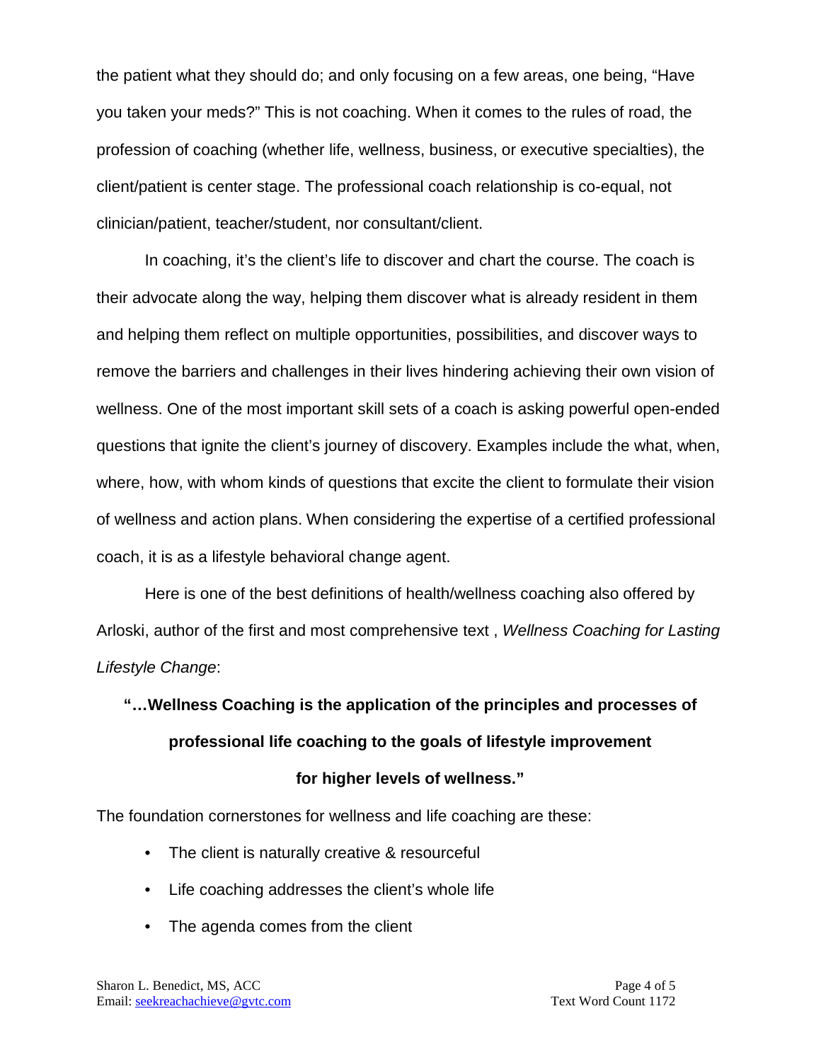the patient what they should do; and only focusing on a few areas, one being, "Have you taken your meds?" This is not coaching. When it comes to the rules of road, the profession of coaching (whether life, wellness, business, or executive specialties), the client/patient is center stage. The professional coach relationship is co-equal, not clinician/patient, teacher/student, nor consultant/client.

In coaching, it's the client's life to discover and chart the course. The coach is their advocate along the way, helping them discover what is already resident in them and helping them reflect on multiple opportunities, possibilities, and discover ways to remove the barriers and challenges in their lives hindering achieving their own vision of wellness. One of the most important skill sets of a coach is asking powerful open-ended questions that ignite the client's journey of discovery. Examples include the what, when, where, how, with whom kinds of questions that excite the client to formulate their vision of wellness and action plans. When considering the expertise of a certified professional coach, it is as a lifestyle behavioral change agent.

Here is one of the best definitions of health/wellness coaching also offered by Arloski, author of the first and most comprehensive text , *Wellness Coaching for Lasting Lifestyle Change*:

**"…Wellness Coaching is the application of the principles and processes of professional life coaching to the goals of lifestyle improvement for higher levels of wellness."**

The foundation cornerstones for wellness and life coaching are these:

- The client is naturally creative & resourceful
- Life coaching addresses the client's whole life
- The agenda comes from the client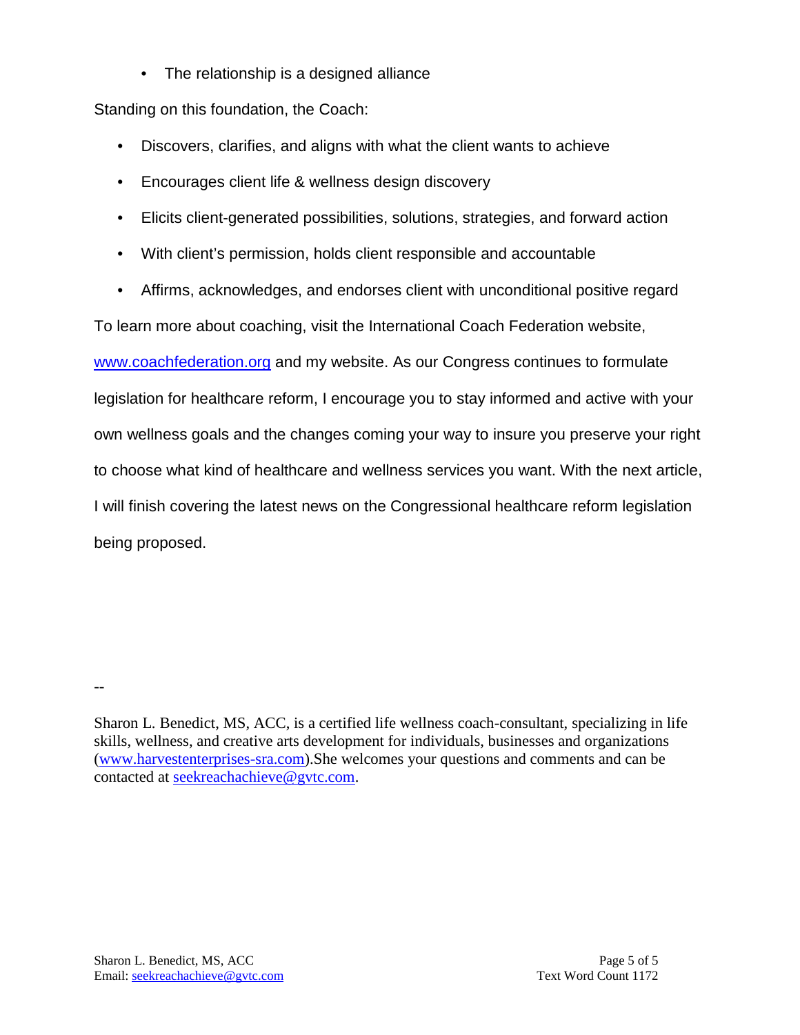- The relationship is a designed alliance

Standing on this foundation, the Coach:

- Discovers, clarifies, and aligns with what the client wants to achieve
- Encourages client life & wellness design discovery
- Elicits client-generated possibilities, solutions, strategies, and forward action
- With client's permission, holds client responsible and accountable
- Affirms, acknowledges, and endorses client with unconditional positive regard

To learn more about coaching, visit the International Coach Federation website, www.coachfederation.org and my website. As our Congress continues to formulate legislation for healthcare reform, I encourage you to stay informed and active with your own wellness goals and the changes coming your way to insure you preserve your right to choose what kind of healthcare and wellness services you want. With the next article, I will finish covering the latest news on the Congressional healthcare reform legislation being proposed.

--

Sharon L. Benedict, MS, ACC, is a certified life wellness coach-consultant, specializing in life skills, wellness, and creative arts development for individuals, businesses and organizations (www.harvestenterprises-sra.com).She welcomes your questions and comments and can be contacted at seekreachachieve@gvtc.com.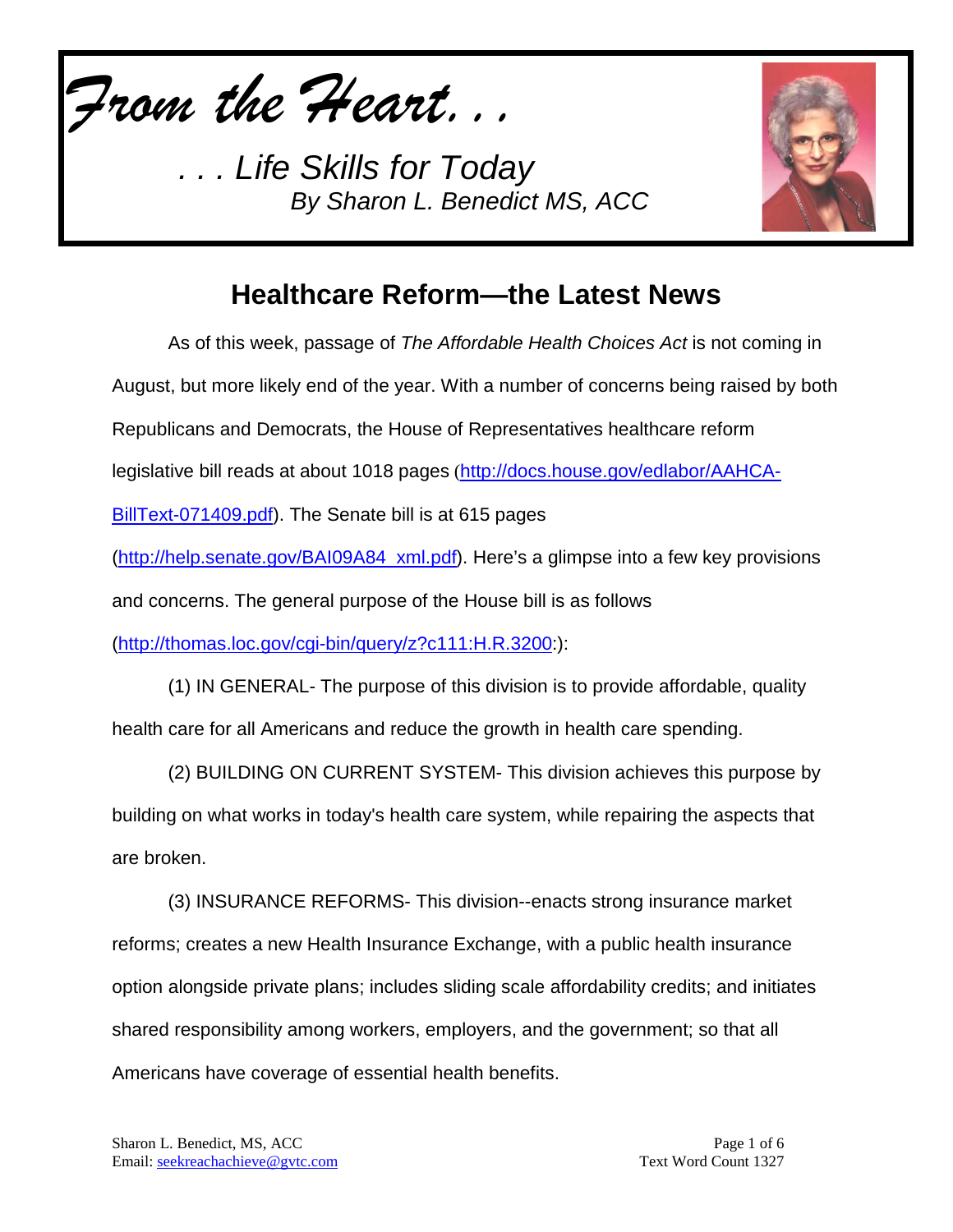# *From the Heart. . .*

*. . . Life Skills for Today*
*By Sharon L. Benedict MS, ACC*

## Healthcare Reform—the Latest News

As of this week, passage of *The Affordable Health Choices Act* is not coming in August, but more likely end of the year. With a number of concerns being raised by both Republicans and Democrats, the House of Representatives healthcare reform legislative bill reads at about 1018 pages (http://docs.house.gov/edlabor/AAHCA-BillText-071409.pdf). The Senate bill is at 615 pages (http://help.senate.gov/BAI09A84_xml.pdf). Here's a glimpse into a few key provisions and concerns. The general purpose of the House bill is as follows (http://thomas.loc.gov/cgi-bin/query/z?c111:H.R.3200:):

(1) IN GENERAL- The purpose of this division is to provide affordable, quality health care for all Americans and reduce the growth in health care spending.

(2) BUILDING ON CURRENT SYSTEM- This division achieves this purpose by building on what works in today's health care system, while repairing the aspects that are broken.

(3) INSURANCE REFORMS- This division--enacts strong insurance market reforms; creates a new Health Insurance Exchange, with a public health insurance option alongside private plans; includes sliding scale affordability credits; and initiates shared responsibility among workers, employers, and the government; so that all Americans have coverage of essential health benefits.

Sharon L. Benedict, MS, ACC
Email: seekreachachieve@gvtc.com

Text Word Count 1327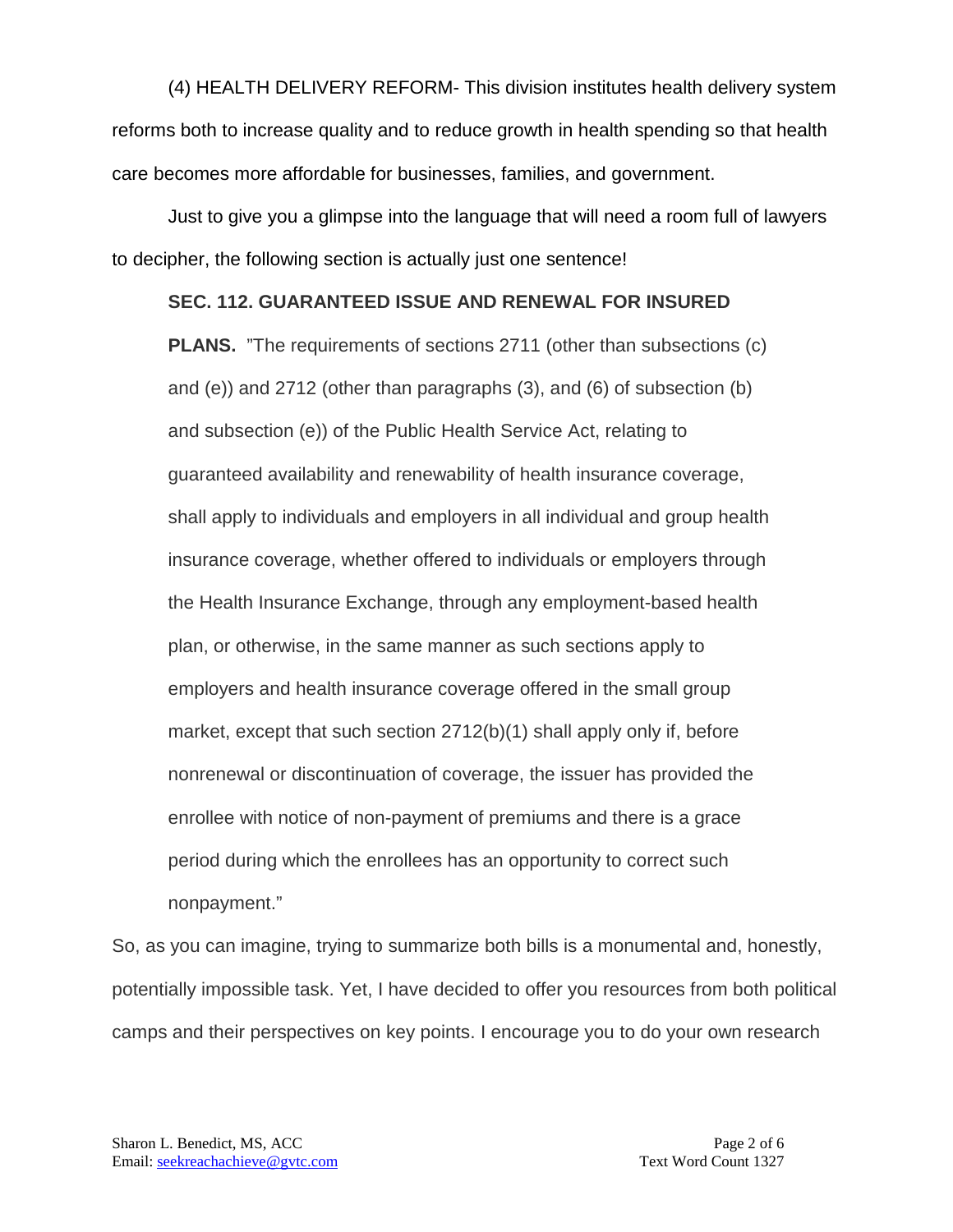(4) HEALTH DELIVERY REFORM- This division institutes health delivery system reforms both to increase quality and to reduce growth in health spending so that health care becomes more affordable for businesses, families, and government.

Just to give you a glimpse into the language that will need a room full of lawyers to decipher, the following section is actually just one sentence!

> **SEC. 112. GUARANTEED ISSUE AND RENEWAL FOR INSURED PLANS.** "The requirements of sections 2711 (other than subsections (c) and (e)) and 2712 (other than paragraphs (3), and (6) of subsection (b) and subsection (e)) of the Public Health Service Act, relating to guaranteed availability and renewability of health insurance coverage, shall apply to individuals and employers in all individual and group health insurance coverage, whether offered to individuals or employers through the Health Insurance Exchange, through any employment-based health plan, or otherwise, in the same manner as such sections apply to employers and health insurance coverage offered in the small group market, except that such section 2712(b)(1) shall apply only if, before nonrenewal or discontinuation of coverage, the issuer has provided the enrollee with notice of non-payment of premiums and there is a grace period during which the enrollees has an opportunity to correct such nonpayment."

So, as you can imagine, trying to summarize both bills is a monumental and, honestly, potentially impossible task. Yet, I have decided to offer you resources from both political camps and their perspectives on key points. I encourage you to do your own research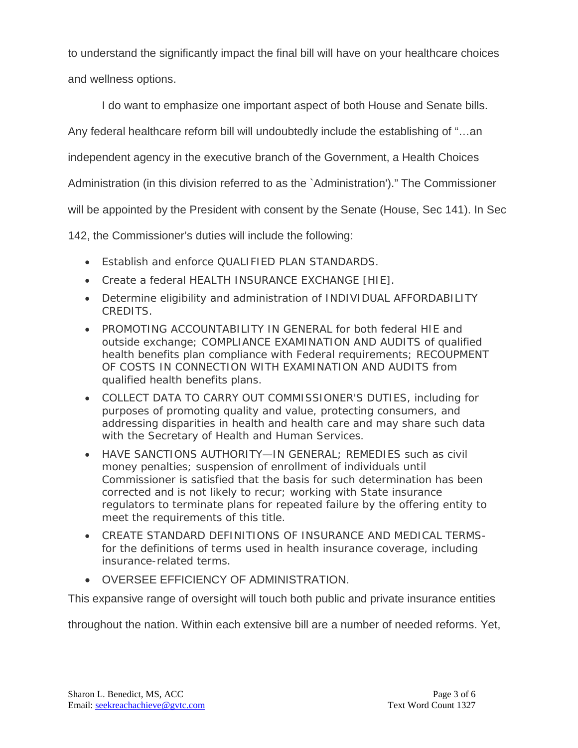to understand the significantly impact the final bill will have on your healthcare choices and wellness options.

I do want to emphasize one important aspect of both House and Senate bills. Any federal healthcare reform bill will undoubtedly include the establishing of "…an independent agency in the executive branch of the Government, a Health Choices Administration (in this division referred to as the `Administration')." The Commissioner will be appointed by the President with consent by the Senate (House, Sec 141). In Sec 142, the Commissioner's duties will include the following:

- Establish and enforce QUALIFIED PLAN STANDARDS.
- Create a federal HEALTH INSURANCE EXCHANGE [HIE].
- Determine eligibility and administration of INDIVIDUAL AFFORDABILITY CREDITS.
- PROMOTING ACCOUNTABILITY IN GENERAL for both federal HIE and outside exchange; COMPLIANCE EXAMINATION AND AUDITS of qualified health benefits plan compliance with Federal requirements; RECOUPMENT OF COSTS IN CONNECTION WITH EXAMINATION AND AUDITS from qualified health benefits plans.
- COLLECT DATA TO CARRY OUT COMMISSIONER'S DUTIES, including for purposes of promoting quality and value, protecting consumers, and addressing disparities in health and health care and may share such data with the Secretary of Health and Human Services.
- HAVE SANCTIONS AUTHORITY—IN GENERAL; REMEDIES such as civil money penalties; suspension of enrollment of individuals until Commissioner is satisfied that the basis for such determination has been corrected and is not likely to recur; working with State insurance regulators to terminate plans for repeated failure by the offering entity to meet the requirements of this title.
- CREATE STANDARD DEFINITIONS OF INSURANCE AND MEDICAL TERMS- for the definitions of terms used in health insurance coverage, including insurance-related terms.
- OVERSEE EFFICIENCY OF ADMINISTRATION.

This expansive range of oversight will touch both public and private insurance entities throughout the nation. Within each extensive bill are a number of needed reforms. Yet,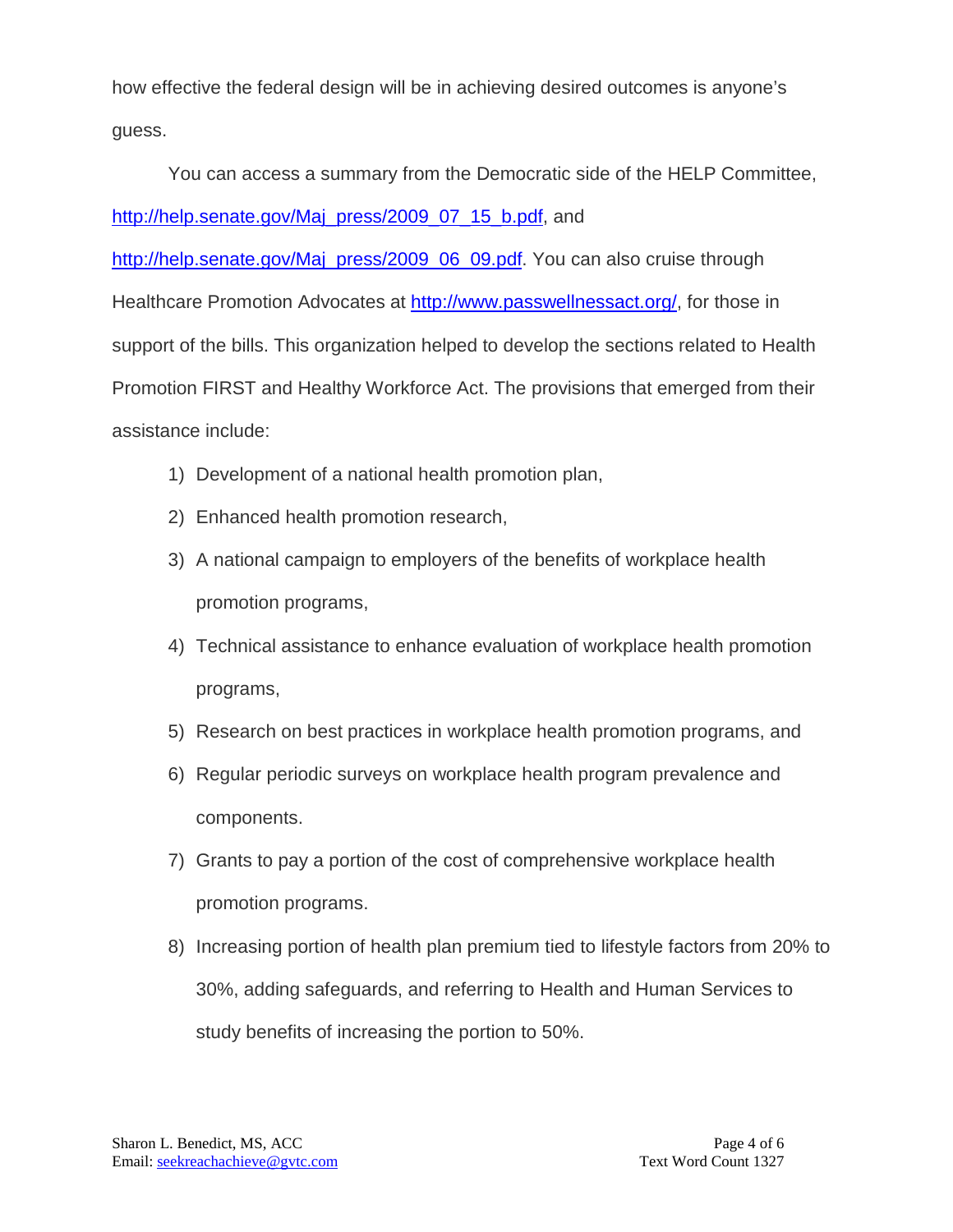how effective the federal design will be in achieving desired outcomes is anyone's guess.

You can access a summary from the Democratic side of the HELP Committee, http://help.senate.gov/Maj_press/2009_07_15_b.pdf, and http://help.senate.gov/Maj_press/2009_06_09.pdf. You can also cruise through Healthcare Promotion Advocates at http://www.passwellnessact.org/, for those in support of the bills. This organization helped to develop the sections related to Health Promotion FIRST and Healthy Workforce Act. The provisions that emerged from their assistance include:

1) Development of a national health promotion plan,
2) Enhanced health promotion research,
3) A national campaign to employers of the benefits of workplace health promotion programs,
4) Technical assistance to enhance evaluation of workplace health promotion programs,
5) Research on best practices in workplace health promotion programs, and
6) Regular periodic surveys on workplace health program prevalence and components.
7) Grants to pay a portion of the cost of comprehensive workplace health promotion programs.
8) Increasing portion of health plan premium tied to lifestyle factors from 20% to 30%, adding safeguards, and referring to Health and Human Services to study benefits of increasing the portion to 50%.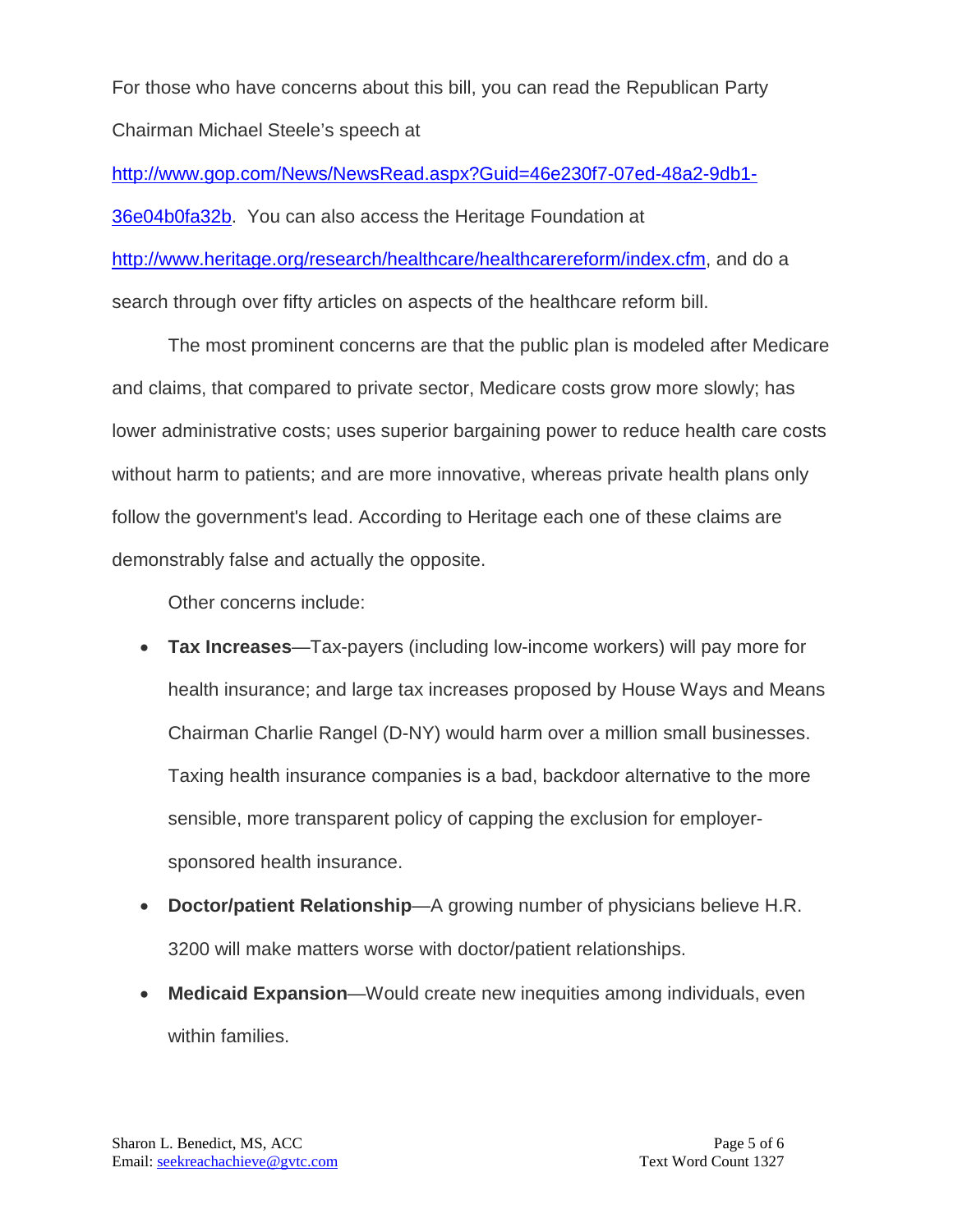For those who have concerns about this bill, you can read the Republican Party Chairman Michael Steele's speech at http://www.gop.com/News/NewsRead.aspx?Guid=46e230f7-07ed-48a2-9db1-36e04b0fa32b. You can also access the Heritage Foundation at http://www.heritage.org/research/healthcare/healthcarereform/index.cfm, and do a search through over fifty articles on aspects of the healthcare reform bill.

The most prominent concerns are that the public plan is modeled after Medicare and claims, that compared to private sector, Medicare costs grow more slowly; has lower administrative costs; uses superior bargaining power to reduce health care costs without harm to patients; and are more innovative, whereas private health plans only follow the government's lead. According to Heritage each one of these claims are demonstrably false and actually the opposite.

Other concerns include:

- **Tax Increases**—Tax-payers (including low-income workers) will pay more for health insurance; and large tax increases proposed by House Ways and Means Chairman Charlie Rangel (D-NY) would harm over a million small businesses. Taxing health insurance companies is a bad, backdoor alternative to the more sensible, more transparent policy of capping the exclusion for employer-sponsored health insurance.
- **Doctor/patient Relationship**—A growing number of physicians believe H.R. 3200 will make matters worse with doctor/patient relationships.
- **Medicaid Expansion**—Would create new inequities among individuals, even within families.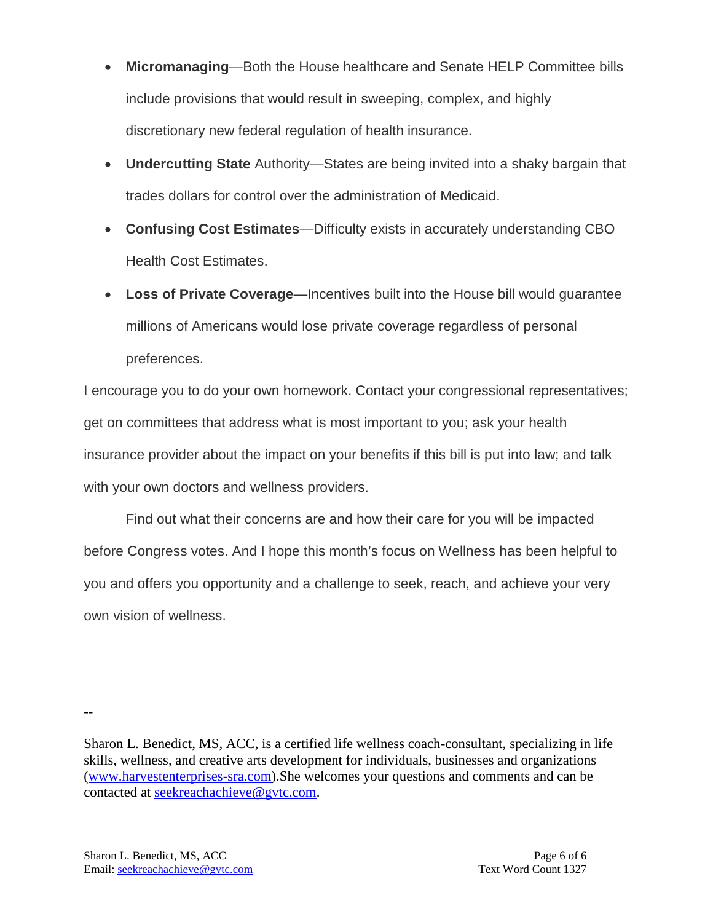- **Micromanaging**—Both the House healthcare and Senate HELP Committee bills include provisions that would result in sweeping, complex, and highly discretionary new federal regulation of health insurance.
- **Undercutting State** Authority—States are being invited into a shaky bargain that trades dollars for control over the administration of Medicaid.
- **Confusing Cost Estimates**—Difficulty exists in accurately understanding CBO Health Cost Estimates.
- **Loss of Private Coverage**—Incentives built into the House bill would guarantee millions of Americans would lose private coverage regardless of personal preferences.

I encourage you to do your own homework. Contact your congressional representatives; get on committees that address what is most important to you; ask your health insurance provider about the impact on your benefits if this bill is put into law; and talk with your own doctors and wellness providers.

Find out what their concerns are and how their care for you will be impacted before Congress votes. And I hope this month's focus on Wellness has been helpful to you and offers you opportunity and a challenge to seek, reach, and achieve your very own vision of wellness.

--

Sharon L. Benedict, MS, ACC, is a certified life wellness coach-consultant, specializing in life skills, wellness, and creative arts development for individuals, businesses and organizations (www.harvestenterprises-sra.com).She welcomes your questions and comments and can be contacted at seekreachachieve@gvtc.com.

Text Word Count 1327